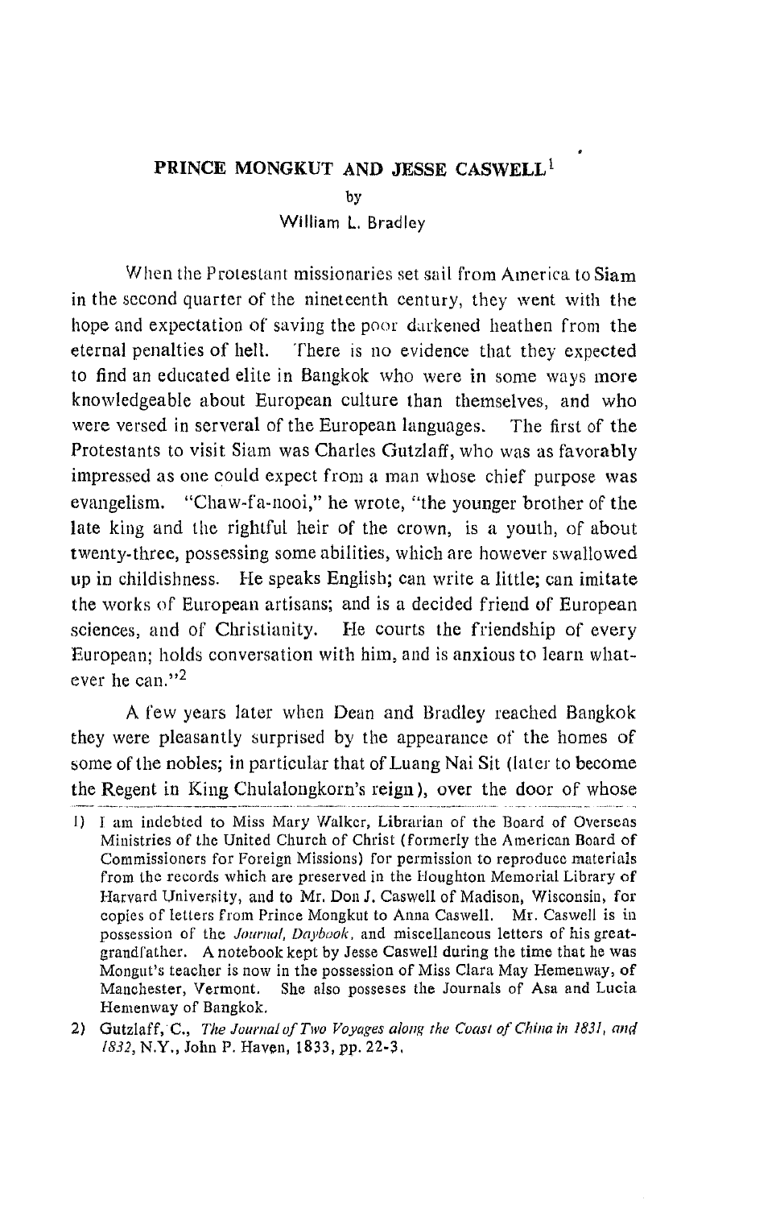# PRINCE MONGKUT AND JESSE CASWELL[1]

by

William L. Bradley

When the Protestant missionaries set sail from America to Siam in the second quarter of the nineteenth century, they went with the hope and expectation of saving the poor darkened heathen from the eternal penalties of hell. There is no evidence that they expected to find an educated elite in Bangkok who were in some ways more knowledgeable about European culture than themselves, and who were versed in serveral of the European languages. The first of the Protestants to visit Siam was Charles Gutzlaff, who was as favorably impressed as one could expect from a man whose chief purpose was evangelism. "Chaw-fa-nooi," he wrote, "the younger brother of the late king and the rightful heir of the crown, is a youth, of about twenty-three, possessing some abilities, which are however swallowed up in childishness. He speaks English; can write a little; can imitate the works of European artisans; and is a decided friend of European sciences, and of Christianity. He courts the friendship of every European; holds conversation with him, and is anxious to learn whatever he can."[2]

A few years later when Dean and Bradley reached Bangkok they were pleasantly surprised by the appearance of the homes of some of the nobles; in particular that of Luang Nai Sit (later to become the Regent in King Chulalongkorn's reign), over the door of whose

1) I am indebted to Miss Mary Walker, Librarian of the Board of Overseas Ministries of the United Church of Christ (formerly the American Board of Commissioners for Foreign Missions) for permission to reproduce materials from the records which are preserved in the Houghton Memorial Library of Harvard University, and to Mr. Don J. Caswell of Madison, Wisconsin, for copies of letters from Prince Mongkut to Anna Caswell. Mr. Caswell is in possession of the *Journal*, *Daybook*, and miscellaneous letters of his great-grandfather. A notebook kept by Jesse Caswell during the time that he was Mongut's teacher is now in the possession of Miss Clara May Hemenway, of Manchester, Vermont. She also posseses the Journals of Asa and Lucia Hemenway of Bangkok.

2) Gutzlaff, C., *The Journal of Two Voyages along the Coast of China in 1831, and 1832*, N.Y., John P. Haven, 1833, pp. 22-3.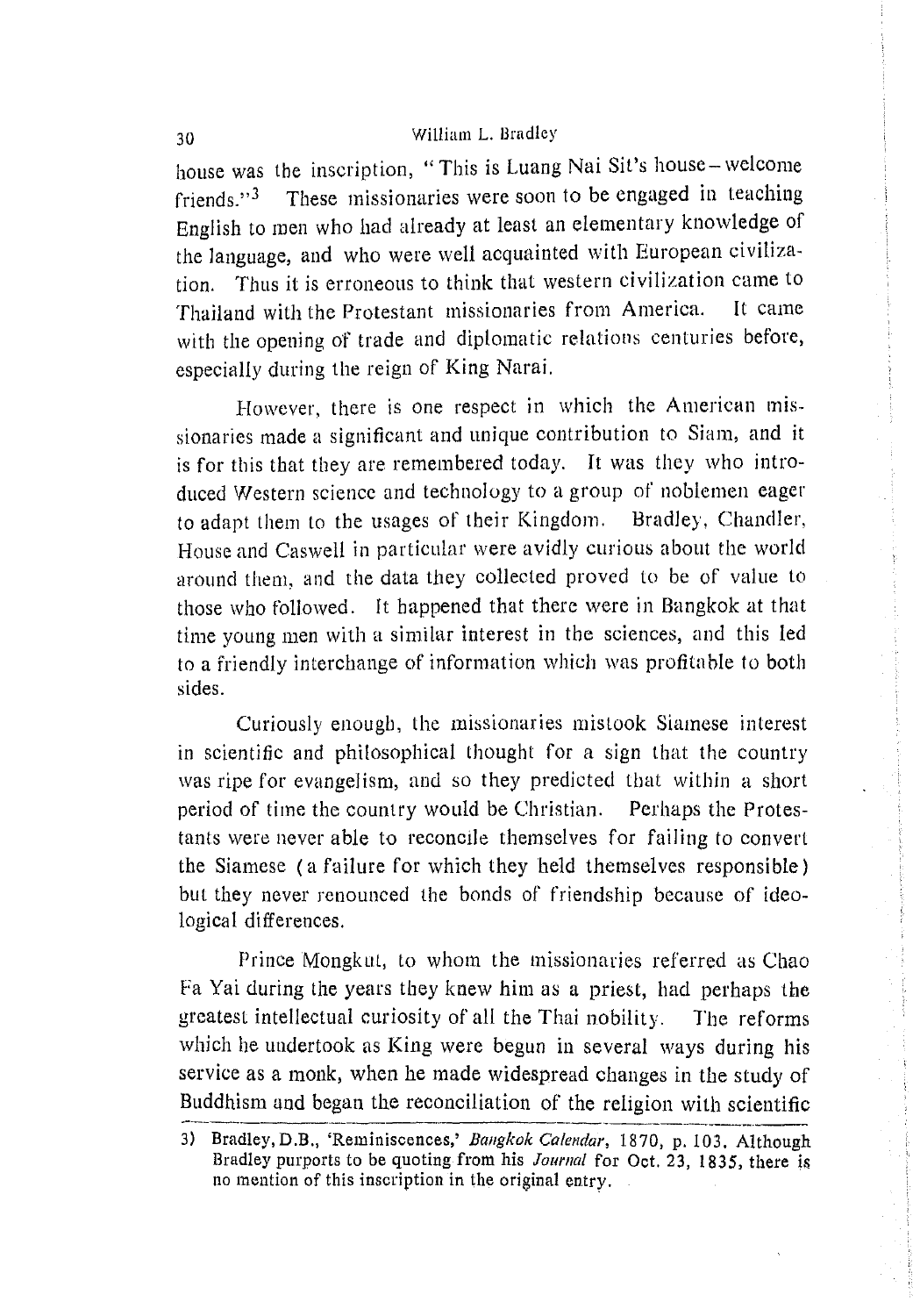house was the inscription, "This is Luang Nai Sit's house – welcome friends."[3] These missionaries were soon to be engaged in teaching English to men who had already at least an elementary knowledge of the language, and who were well acquainted with European civilization. Thus it is erroneous to think that western civilization came to Thailand with the Protestant missionaries from America. It came with the opening of trade and diplomatic relations centuries before, especially during the reign of King Narai.

However, there is one respect in which the American missionaries made a significant and unique contribution to Siam, and it is for this that they are remembered today. It was they who introduced Western science and technology to a group of noblemen eager to adapt them to the usages of their Kingdom. Bradley, Chandler, House and Caswell in particular were avidly curious about the world around them, and the data they collected proved to be of value to those who followed. It happened that there were in Bangkok at that time young men with a similar interest in the sciences, and this led to a friendly interchange of information which was profitable to both sides.

Curiously enough, the missionaries mistook Siamese interest in scientific and philosophical thought for a sign that the country was ripe for evangelism, and so they predicted that within a short period of time the country would be Christian. Perhaps the Protestants were never able to reconcile themselves for failing to convert the Siamese (a failure for which they held themselves responsible) but they never renounced the bonds of friendship because of ideological differences.

Prince Mongkut, to whom the missionaries referred as Chao Fa Yai during the years they knew him as a priest, had perhaps the greatest intellectual curiosity of all the Thai nobility. The reforms which he undertook as King were begun in several ways during his service as a monk, when he made widespread changes in the study of Buddhism and began the reconciliation of the religion with scientific

3) Bradley, D.B., 'Reminiscences,' *Bangkok Calendar*, 1870, p. 103. Although Bradley purports to be quoting from his *Journal* for Oct. 23, 1835, there is no mention of this inscription in the original entry.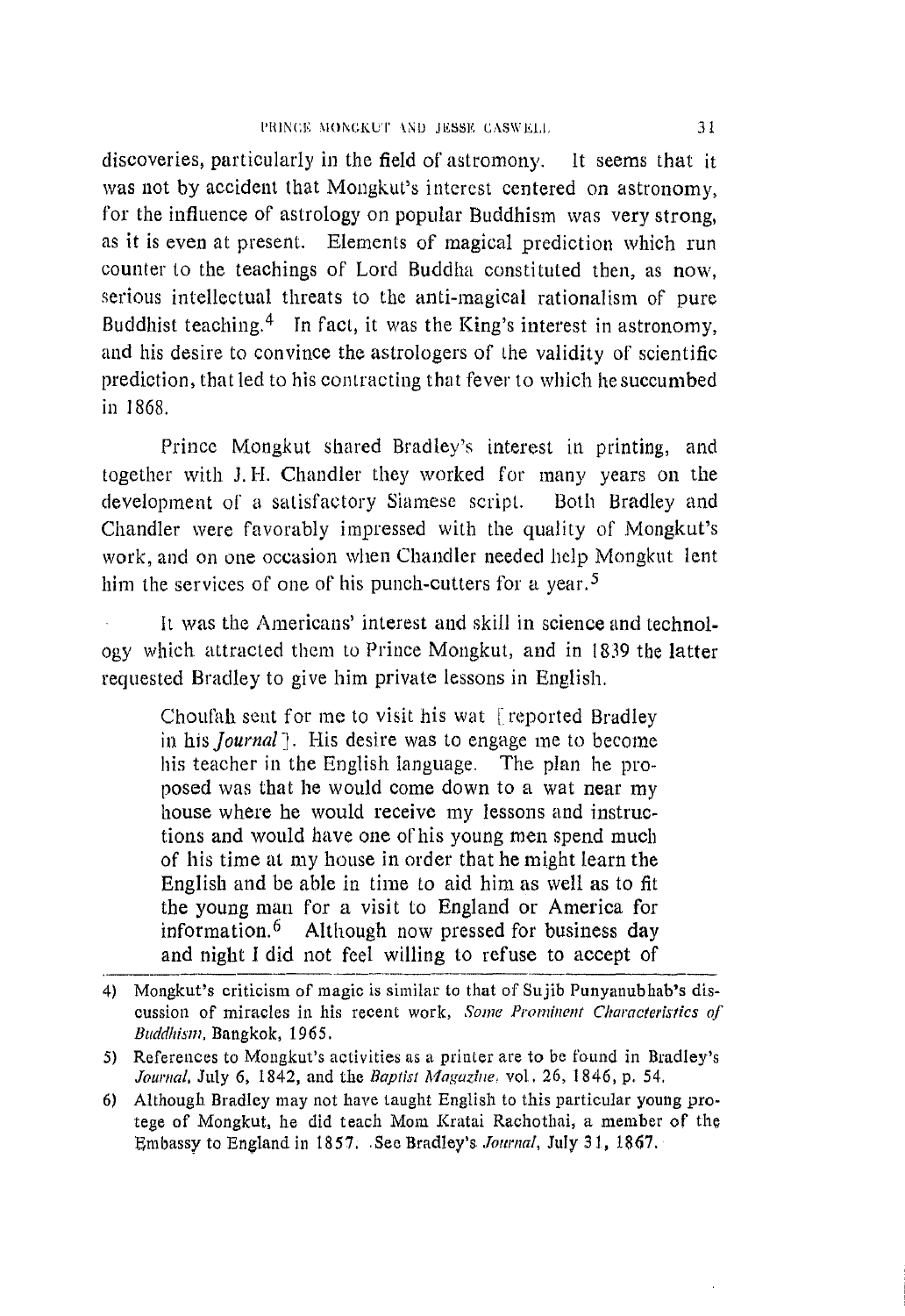discoveries, particularly in the field of astromony. It seems that it was not by accident that Mongkut's interest centered on astronomy, for the influence of astrology on popular Buddhism was very strong, as it is even at present. Elements of magical prediction which run counter to the teachings of Lord Buddha constituted then, as now, serious intellectual threats to the anti-magical rationalism of pure Buddhist teaching.[4] In fact, it was the King's interest in astronomy, and his desire to convince the astrologers of the validity of scientific prediction, that led to his contracting that fever to which he succumbed in 1868.

Prince Mongkut shared Bradley's interest in printing, and together with J. H. Chandler they worked for many years on the development of a satisfactory Siamese script. Both Bradley and Chandler were favorably impressed with the quality of Mongkut's work, and on one occasion when Chandler needed help Mongkut lent him the services of one of his punch-cutters for a year.[5]

It was the Americans' interest and skill in science and technology which attracted them to Prince Mongkut, and in 1839 the latter requested Bradley to give him private lessons in English.

> Choufah sent for me to visit his wat [reported Bradley in his *Journal*]. His desire was to engage me to become his teacher in the English language. The plan he proposed was that he would come down to a wat near my house where he would receive my lessons and instructions and would have one of his young men spend much of his time at my house in order that he might learn the English and be able in time to aid him as well as to fit the young man for a visit to England or America for information.[6] Although now pressed for business day and night I did not feel willing to refuse to accept of

---

4) Mongkut's criticism of magic is similar to that of Sujib Punyanubhab's discussion of miracles in his recent work, *Some Prominent Characteristics of Buddhism*, Bangkok, 1965.

5) References to Mongkut's activities as a printer are to be found in Bradley's *Journal*, July 6, 1842, and the *Baptist Magazine*, vol. 26, 1846, p. 54.

6) Although Bradley may not have taught English to this particular young protege of Mongkut, he did teach Mom Kratai Rachothai, a member of the Embassy to England in 1857. See Bradley's *Journal*, July 31, 1867.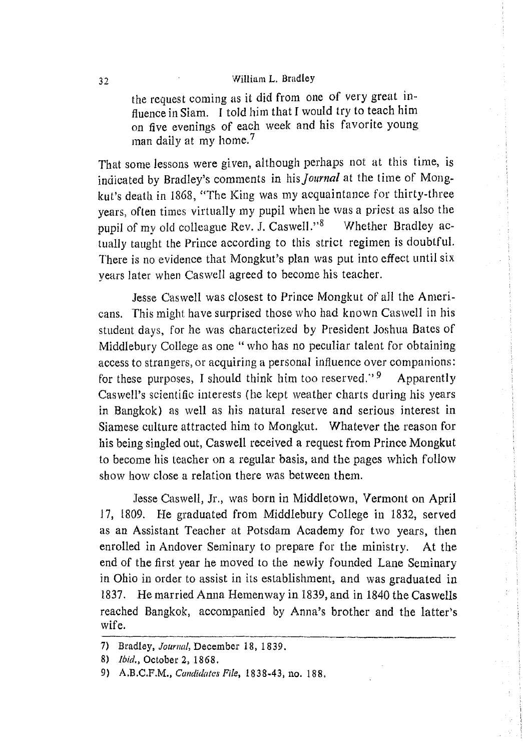the request coming as it did from one of very great influence in Siam. I told him that I would try to teach him on five evenings of each week and his favorite young man daily at my home.[7]

That some lessons were given, although perhaps not at this time, is indicated by Bradley's comments in his *Journal* at the time of Mongkut's death in 1868, "The King was my acquaintance for thirty-three years, often times virtually my pupil when he was a priest as also the pupil of my old colleague Rev. J. Caswell."[8] Whether Bradley actually taught the Prince according to this strict regimen is doubtful. There is no evidence that Mongkut's plan was put into effect until six years later when Caswell agreed to become his teacher.

Jesse Caswell was closest to Prince Mongkut of all the Americans. This might have surprised those who had known Caswell in his student days, for he was characterized by President Joshua Bates of Middlebury College as one "who has no peculiar talent for obtaining access to strangers, or acquiring a personal influence over companions: for these purposes, I should think him too reserved."[9] Apparently Caswell's scientific interests (he kept weather charts during his years in Bangkok) as well as his natural reserve and serious interest in Siamese culture attracted him to Mongkut. Whatever the reason for his being singled out, Caswell received a request from Prince Mongkut to become his teacher on a regular basis, and the pages which follow show how close a relation there was between them.

Jesse Caswell, Jr., was born in Middletown, Vermont on April 17, 1809. He graduated from Middlebury College in 1832, served as an Assistant Teacher at Potsdam Academy for two years, then enrolled in Andover Seminary to prepare for the ministry. At the end of the first year he moved to the newly founded Lane Seminary in Ohio in order to assist in its establishment, and was graduated in 1837. He married Anna Hemenway in 1839, and in 1840 the Caswells reached Bangkok, accompanied by Anna's brother and the latter's wife.

---

7) Bradley, *Journal*, December 18, 1839.

8) *Ibid.*, October 2, 1868.

9) A.B.C.F.M., *Candidates File*, 1838-43, no. 188.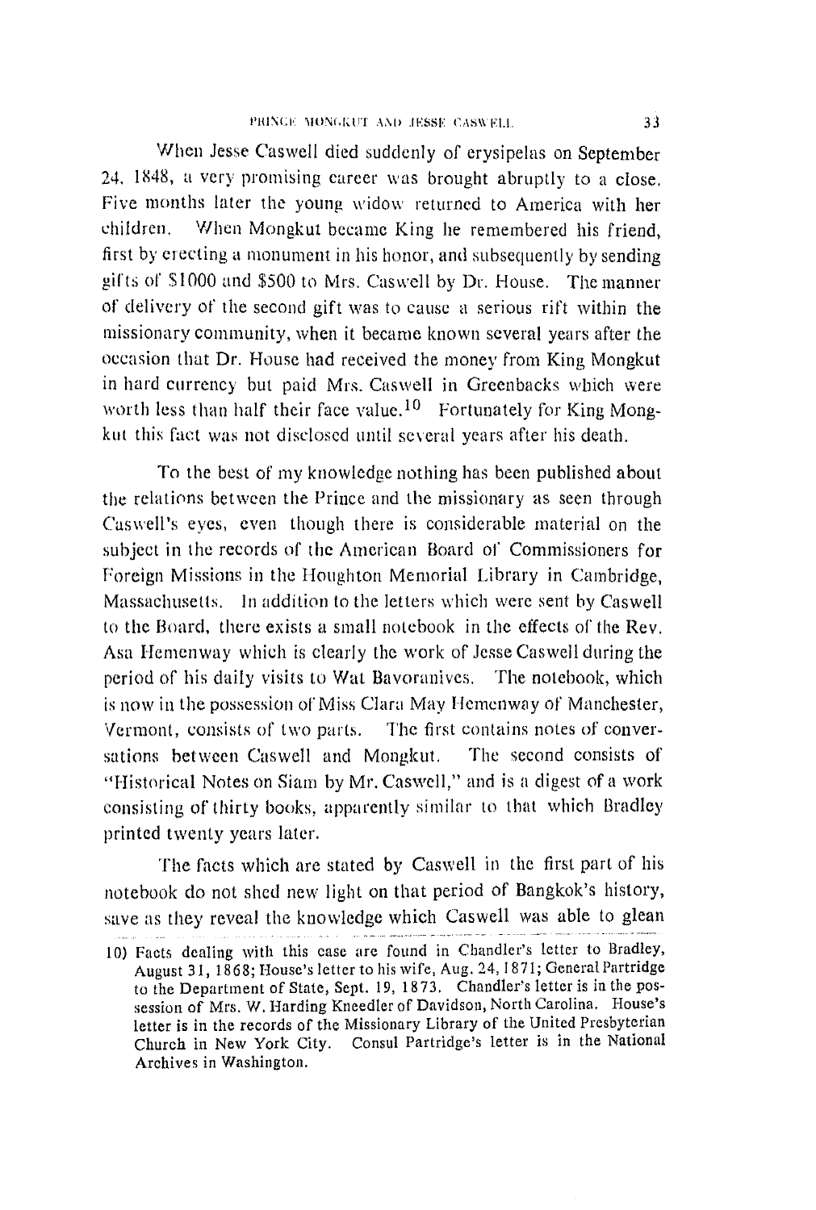When Jesse Caswell died suddenly of erysipelas on September 24, 1848, a very promising career was brought abruptly to a close. Five months later the young widow returned to America with her children. When Mongkut became King he remembered his friend, first by erecting a monument in his honor, and subsequently by sending gifts of \$1000 and \$500 to Mrs. Caswell by Dr. House. The manner of delivery of the second gift was to cause a serious rift within the missionary community, when it became known several years after the occasion that Dr. House had received the money from King Mongkut in hard currency but paid Mrs. Caswell in Greenbacks which were worth less than half their face value.[10] Fortunately for King Mongkut this fact was not disclosed until several years after his death.

To the best of my knowledge nothing has been published about the relations between the Prince and the missionary as seen through Caswell's eyes, even though there is considerable material on the subject in the records of the American Board of Commissioners for Foreign Missions in the Houghton Memorial Library in Cambridge, Massachusetts. In addition to the letters which were sent by Caswell to the Board, there exists a small notebook in the effects of the Rev. Asa Hemenway which is clearly the work of Jesse Caswell during the period of his daily visits to Wat Bavoranives. The notebook, which is now in the possession of Miss Clara May Hemenway of Manchester, Vermont, consists of two parts. The first contains notes of conversations between Caswell and Mongkut. The second consists of "Historical Notes on Siam by Mr. Caswell," and is a digest of a work consisting of thirty books, apparently similar to that which Bradley printed twenty years later.

The facts which are stated by Caswell in the first part of his notebook do not shed new light on that period of Bangkok's history, save as they reveal the knowledge which Caswell was able to glean

10) Facts dealing with this case are found in Chandler's letter to Bradley, August 31, 1868; House's letter to his wife, Aug. 24, 1871; General Partridge to the Department of State, Sept. 19, 1873. Chandler's letter is in the possession of Mrs. W. Harding Kneedler of Davidson, North Carolina. House's letter is in the records of the Missionary Library of the United Presbyterian Church in New York City. Consul Partridge's letter is in the National Archives in Washington.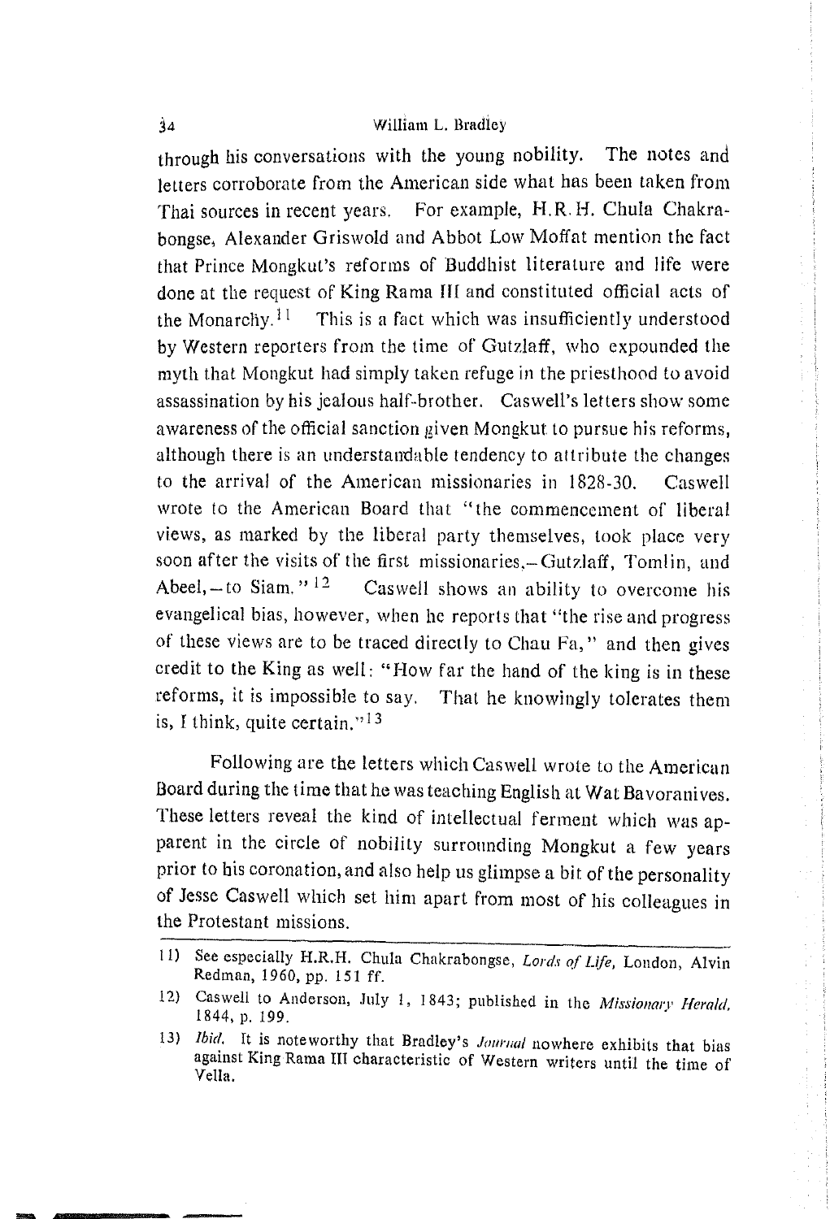through his conversations with the young nobility. The notes and letters corroborate from the American side what has been taken from Thai sources in recent years. For example, H.R.H. Chula Chakrabongse, Alexander Griswold and Abbot Low Moffat mention the fact that Prince Mongkut's reforms of Buddhist literature and life were done at the request of King Rama III and constituted official acts of the Monarchy.[11] This is a fact which was insufficiently understood by Western reporters from the time of Gutzlaff, who expounded the myth that Mongkut had simply taken refuge in the priesthood to avoid assassination by his jealous half-brother. Caswell's letters show some awareness of the official sanction given Mongkut to pursue his reforms, although there is an understandable tendency to attribute the changes to the arrival of the American missionaries in 1828-30. Caswell wrote to the American Board that "the commencement of liberal views, as marked by the liberal party themselves, took place very soon after the visits of the first missionaries,—Gutzlaff, Tomlin, and Abeel,—to Siam."[12] Caswell shows an ability to overcome his evangelical bias, however, when he reports that "the rise and progress of these views are to be traced directly to Chau Fa," and then gives credit to the King as well: "How far the hand of the king is in these reforms, it is impossible to say. That he knowingly tolerates them is, I think, quite certain."[13]

Following are the letters which Caswell wrote to the American Board during the time that he was teaching English at Wat Bavoranives. These letters reveal the kind of intellectual ferment which was apparent in the circle of nobility surrounding Mongkut a few years prior to his coronation, and also help us glimpse a bit of the personality of Jesse Caswell which set him apart from most of his colleagues in the Protestant missions.

---

11) See especially H.R.H. Chula Chakrabongse, *Lords of Life*, London, Alvin Redman, 1960, pp. 151 ff.

12) Caswell to Anderson, July 1, 1843; published in the *Missionary Herald*, 1844, p. 199.

13) *Ibid.* It is noteworthy that Bradley's *Journal* nowhere exhibits that bias against King Rama III characteristic of Western writers until the time of Vella.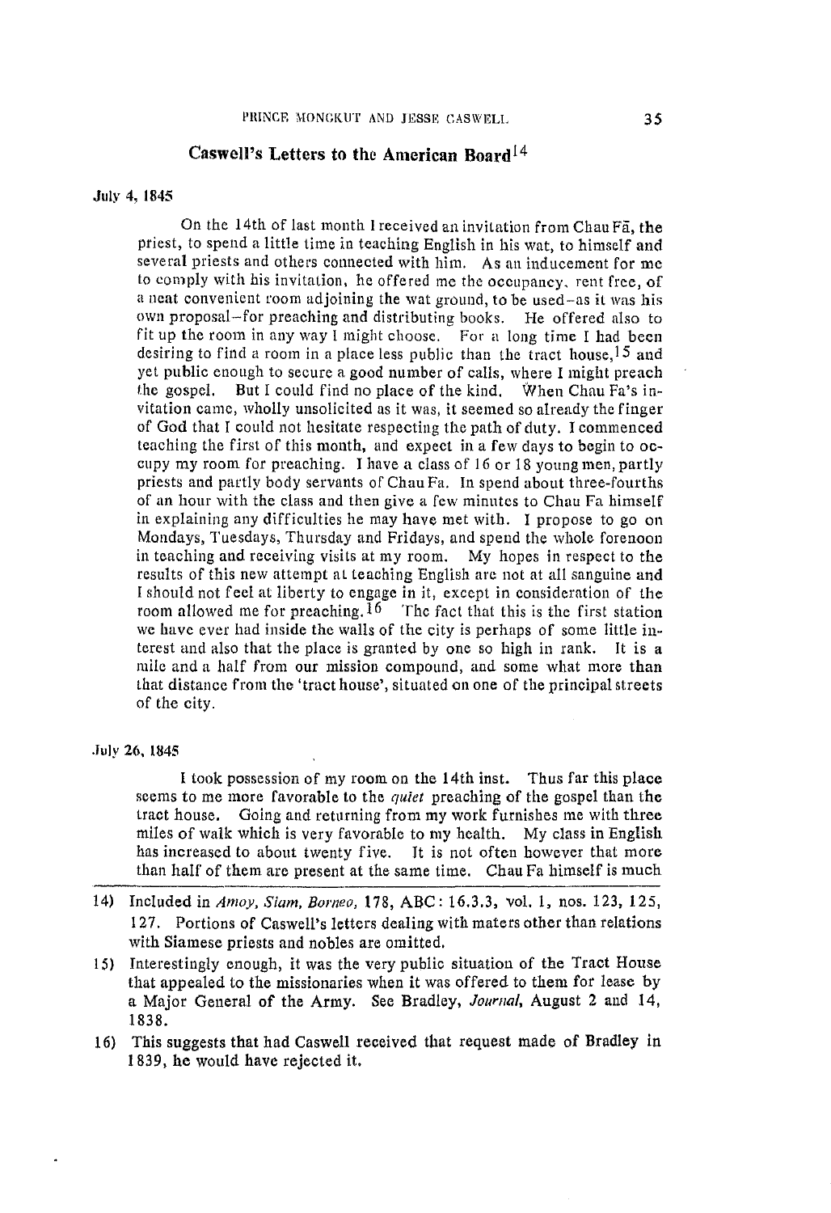## Caswell's Letters to the American Board[14]

July 4, 1845

On the 14th of last month I received an invitation from Chau Fā, the priest, to spend a little time in teaching English in his wat, to himself and several priests and others connected with him. As an inducement for me to comply with his invitation, he offered me the occupancy, rent free, of a neat convenient room adjoining the wat ground, to be used–as it was his own proposal–for preaching and distributing books. He offered also to fit up the room in any way I might choose. For a long time I had been desiring to find a room in a place less public than the tract house,[15] and yet public enough to secure a good number of calls, where I might preach the gospel. But I could find no place of the kind. When Chau Fa's invitation came, wholly unsolicited as it was, it seemed so already the finger of God that I could not hesitate respecting the path of duty. I commenced teaching the first of this month, and expect in a few days to begin to occupy my room for preaching. I have a class of 16 or 18 young men, partly priests and partly body servants of Chau Fa. In spend about three-fourths of an hour with the class and then give a few minutes to Chau Fa himself in explaining any difficulties he may have met with. I propose to go on Mondays, Tuesdays, Thursday and Fridays, and spend the whole forenoon in teaching and receiving visits at my room. My hopes in respect to the results of this new attempt at teaching English are not at all sanguine and I should not feel at liberty to engage in it, except in consideration of the room allowed me for preaching.[16] The fact that this is the first station we have ever had inside the walls of the city is perhaps of some little interest and also that the place is granted by one so high in rank. It is a mile and a half from our mission compound, and some what more than that distance from the 'tract house', situated on one of the principal streets of the city.

July 26, 1845

I took possession of my room on the 14th inst. Thus far this place seems to me more favorable to the *quiet* preaching of the gospel than the tract house. Going and returning from my work furnishes me with three miles of walk which is very favorable to my health. My class in English has increased to about twenty five. It is not often however that more than half of them are present at the same time. Chau Fa himself is much

---

14) Included in *Amoy, Siam, Borneo*, 178, ABC: 16.3.3, vol. 1, nos. 123, 125, 127. Portions of Caswell's letters dealing with maters other than relations with Siamese priests and nobles are omitted.

15) Interestingly enough, it was the very public situation of the Tract House that appealed to the missionaries when it was offered to them for lease by a Major General of the Army. See Bradley, *Journal*, August 2 and 14, 1838.

16) This suggests that had Caswell received that request made of Bradley in 1839, he would have rejected it.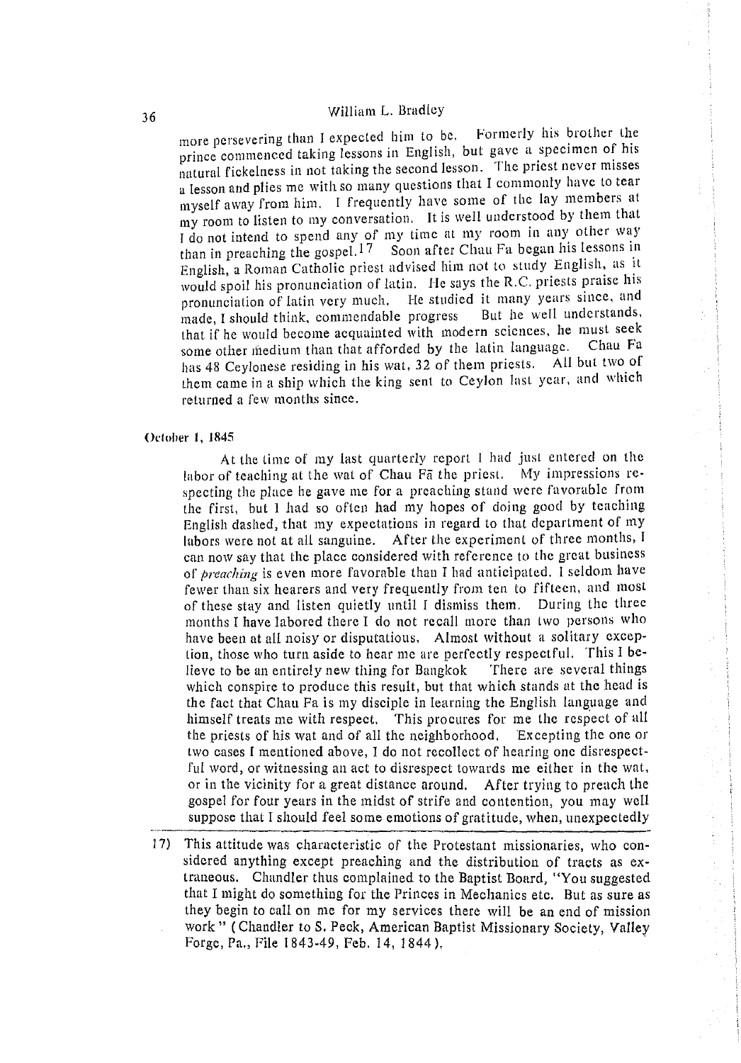more persevering than I expected him to be. Formerly his brother the prince commenced taking lessons in English, but gave a specimen of his natural fickelness in not taking the second lesson. The priest never misses a lesson and plies me with so many questions that I commonly have to tear myself away from him. I frequently have some of the lay members at my room to listen to my conversation. It is well understood by them that I do not intend to spend any of my time at my room in any other way than in preaching the gospel.[17] Soon after Chau Fa began his lessons in English, a Roman Catholic priest advised him not to study English, as it would spoil his pronunciation of latin. He says the R.C. priests praise his pronunciation of latin very much. He studied it many years since, and made, I should think, commendable progress But he well understands, that if he would become acquainted with modern sciences, he must seek some other medium than that afforded by the latin language. Chau Fa has 48 Ceylonese residing in his wat, 32 of them priests. All but two of them came in a ship which the king sent to Ceylon last year, and which returned a few months since.

October 1, 1845

At the time of my last quarterly report I had just entered on the labor of teaching at the wat of Chau Fā the priest. My impressions respecting the place he gave me for a preaching stand were favorable from the first, but I had so often had my hopes of doing good by teaching English dashed, that my expectations in regard to that department of my labors were not at all sanguine. After the experiment of three months, I can now say that the place considered with reference to the great business of *preaching* is even more favorable than I had anticipated. I seldom have fewer than six hearers and very frequently from ten to fifteen, and most of these stay and listen quietly until I dismiss them. During the three months I have labored there I do not recall more than two persons who have been at all noisy or disputatious. Almost without a solitary exception, those who turn aside to hear me are perfectly respectful. This I believe to be an entirely new thing for Bangkok There are several things which conspire to produce this result, but that which stands at the head is the fact that Chau Fa is my disciple in learning the English language and himself treats me with respect. This procures for me the respect of all the priests of his wat and of all the neighborhood. Excepting the one or two cases I mentioned above, I do not recollect of hearing one disrespectful word, or witnessing an act to disrespect towards me either in the wat, or in the vicinity for a great distance around. After trying to preach the gospel for four years in the midst of strife and contention, you may well suppose that I should feel some emotions of gratitude, when, unexpectedly

17) This attitude was characteristic of the Protestant missionaries, who considered anything except preaching and the distribution of tracts as extraneous. Chandler thus complained to the Baptist Board, "You suggested that I might do something for the Princes in Mechanics etc. But as sure as they begin to call on me for my services there will be an end of mission work" (Chandler to S. Peck, American Baptist Missionary Society, Valley Forge, Pa., File 1843-49, Feb. 14, 1844).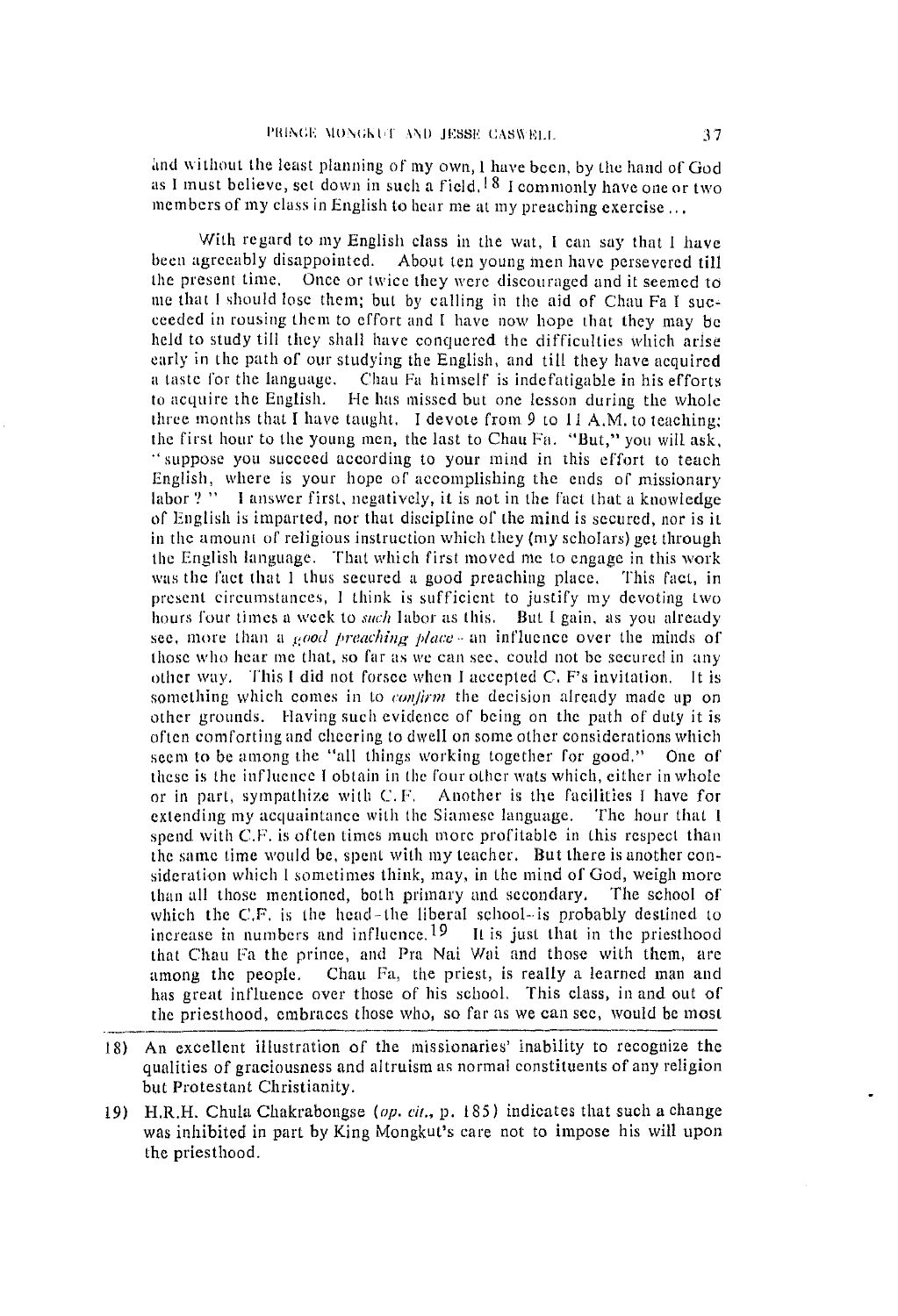and without the least planning of my own, I have been, by the hand of God as I must believe, set down in such a field.[18] I commonly have one or two members of my class in English to hear me at my preaching exercise ...

With regard to my English class in the wat, I can say that I have been agreeably disappointed. About ten young men have persevered till the present time. Once or twice they were discouraged and it seemed to me that I should lose them; but by calling in the aid of Chau Fa I succeeded in rousing them to effort and I have now hope that they may be held to study till they shall have conquered the difficulties which arise early in the path of our studying the English, and till they have acquired a taste for the language. Chau Fa himself is indefatigable in his efforts to acquire the English. He has missed but one lesson during the whole three months that I have taught. I devote from 9 to 11 A.M. to teaching; the first hour to the young men, the last to Chau Fa. "But," you will ask, "suppose you succeed according to your mind in this effort to teach English, where is your hope of accomplishing the ends of missionary labor ?" I answer first, negatively, it is not in the fact that a knowledge of English is imparted, nor that discipline of the mind is secured, nor is it in the amount of religious instruction which they (my scholars) get through the English language. That which first moved me to engage in this work was the fact that I thus secured a good preaching place. This fact, in present circumstances, I think is sufficient to justify my devoting two hours four times a week to *such* labor as this. But I gain, as you already see, more than a *good preaching place* - an influence over the minds of those who hear me that, so far as we can see, could not be secured in any other way. This I did not forsee when I accepted C. F's invitation. It is something which comes in to *confirm* the decision already made up on other grounds. Having such evidence of being on the path of duty it is often comforting and cheering to dwell on some other considerations which seem to be among the "all things working together for good." One of these is the influence I obtain in the four other wats which, either in whole or in part, sympathize with C. F. Another is the facilities I have for extending my acquaintance with the Siamese language. The hour that I spend with C.F. is often times much more profitable in this respect than the same time would be, spent with my teacher. But there is another consideration which I sometimes think, may, in the mind of God, weigh more than all those mentioned, both primary and secondary. The school of which the C.F. is the head - the liberal school - is probably destined to increase in numbers and influence.[19] It is just that in the priesthood that Chau Fa the prince, and Pra Nai Wai and those with them, are among the people. Chau Fa, the priest, is really a learned man and has great influence over those of his school. This class, in and out of the priesthood, embraces those who, so far as we can see, would be most

---

18) An excellent illustration of the missionaries' inability to recognize the qualities of graciousness and altruism as normal constituents of any religion but Protestant Christianity.

19) H.R.H. Chula Chakrabongse (*op. cit.*, p. 185) indicates that such a change was inhibited in part by King Mongkut's care not to impose his will upon the priesthood.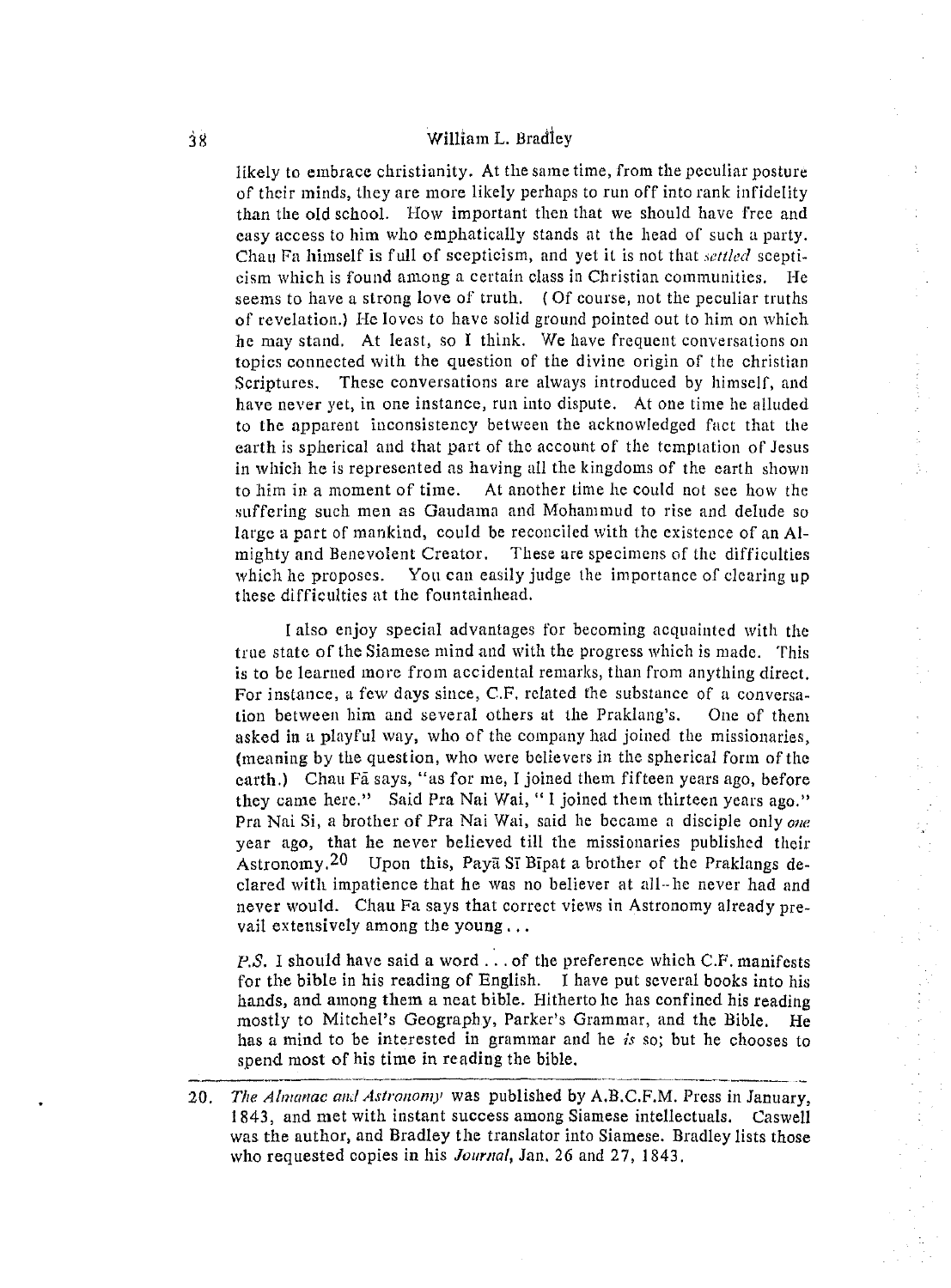likely to embrace christianity. At the same time, from the peculiar posture of their minds, they are more likely perhaps to run off into rank infidelity than the old school. How important then that we should have free and easy access to him who emphatically stands at the head of such a party. Chau Fa himself is full of scepticism, and yet it is not that *settled* scepticism which is found among a certain class in Christian communities. He seems to have a strong love of truth. (Of course, not the peculiar truths of revelation.) He loves to have solid ground pointed out to him on which he may stand. At least, so I think. We have frequent conversations on topics connected with the question of the divine origin of the christian Scriptures. These conversations are always introduced by himself, and have never yet, in one instance, run into dispute. At one time he alluded to the apparent inconsistency between the acknowledged fact that the earth is spherical and that part of the account of the temptation of Jesus in which he is represented as having all the kingdoms of the earth shown to him in a moment of time. At another time he could not see how the suffering such men as Gaudama and Mohammud to rise and delude so large a part of mankind, could be reconciled with the existence of an Almighty and Benevolent Creator. These are specimens of the difficulties which he proposes. You can easily judge the importance of clearing up these difficulties at the fountainhead.

I also enjoy special advantages for becoming acquainted with the true state of the Siamese mind and with the progress which is made. This is to be learned more from accidental remarks, than from anything direct. For instance, a few days since, C.F. related the substance of a conversation between him and several others at the Praklang's. One of them asked in a playful way, who of the company had joined the missionaries, (meaning by the question, who were believers in the spherical form of the earth.) Chau Fā says, "as for me, I joined them fifteen years ago, before they came here." Said Pra Nai Wai, "I joined them thirteen years ago." Pra Nai Si, a brother of Pra Nai Wai, said he became a disciple only *one* year ago, that he never believed till the missionaries published their Astronomy.[20] Upon this, Payā Sī Bīpat a brother of the Praklangs declared with impatience that he was no believer at all–he never had and never would. Chau Fa says that correct views in Astronomy already prevail extensively among the young...

*P.S.* I should have said a word . . . of the preference which C.F. manifests for the bible in his reading of English. I have put several books into his hands, and among them a neat bible. Hitherto he has confined his reading mostly to Mitchel's Geography, Parker's Grammar, and the Bible. He has a mind to be interested in grammar and he *is* so; but he chooses to spend most of his time in reading the bible.

---

20. *The Almanac and Astronomy* was published by A.B.C.F.M. Press in January, 1843, and met with instant success among Siamese intellectuals. Caswell was the author, and Bradley the translator into Siamese. Bradley lists those who requested copies in his *Journal*, Jan. 26 and 27, 1843.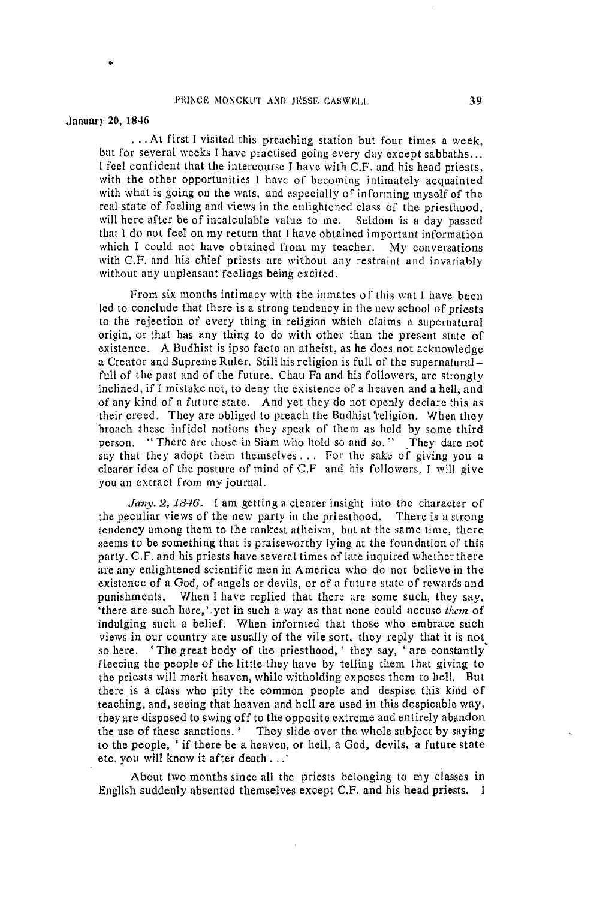**January 20, 1846**

. . . At first I visited this preaching station but four times a week, but for several weeks I have practised going every day except sabbaths. . . I feel confident that the intercourse I have with C.F. and his head priests, with the other opportunities I have of becoming intimately acquainted with what is going on the wats, and especially of informing myself of the real state of feeling and views in the enlightened class of the priesthood, will here after be of incalculable value to me. Seldom is a day passed that I do not feel on my return that I have obtained important information which I could not have obtained from my teacher. My conversations with C.F. and his chief priests are without any restraint and invariably without any unpleasant feelings being excited.

From six months intimacy with the inmates of this wat I have been led to conclude that there is a strong tendency in the new school of priests to the rejection of every thing in religion which claims a supernatural origin, or that has any thing to do with other than the present state of existence. A Budhist is ipso facto an atheist, as he does not acknowledge a Creator and Supreme Ruler. Still his religion is full of the supernatural – full of the past and of the future. Chau Fa and his followers, are strongly inclined, if I mistake not, to deny the existence of a heaven and a hell, and of any kind of a future state. And yet they do not openly declare this as their creed. They are obliged to preach the Budhist religion. When they broach these infidel notions they speak of them as held by some third person. "There are those in Siam who hold so and so." They dare not say that they adopt them themselves . . . For the sake of giving you a clearer idea of the posture of mind of C.F and his followers, I will give you an extract from my journal.

*Jany. 2, 1846.* I am getting a clearer insight into the character of the peculiar views of the new party in the priesthood. There is a strong tendency among them to the rankest atheism, but at the same time, there seems to be something that is praiseworthy lying at the foundation of this party. C.F. and his priests have several times of late inquired whether there are any enlightened scientific men in America who do not believe in the existence of a God, of angels or devils, or of a future state of rewards and punishments. When I have replied that there are some such, they say, 'there are such here,' yet in such a way as that none could accuse *them* of indulging such a belief. When informed that those who embrace such views in our country are usually of the vile sort, they reply that it is not so here. 'The great body of the priesthood,' they say, 'are constantly fleecing the people of the little they have by telling them that giving to the priests will merit heaven, while witholding exposes them to hell. But there is a class who pity the common people and despise this kind of teaching, and, seeing that heaven and hell are used in this despicable way, they are disposed to swing off to the opposite extreme and entirely abandon the use of these sanctions.' They slide over the whole subject by saying to the people, 'if there be a heaven, or hell, a God, devils, a future state etc. you will know it after death . . .'

About two months since all the priests belonging to my classes in English suddenly absented themselves except C.F. and his head priests. I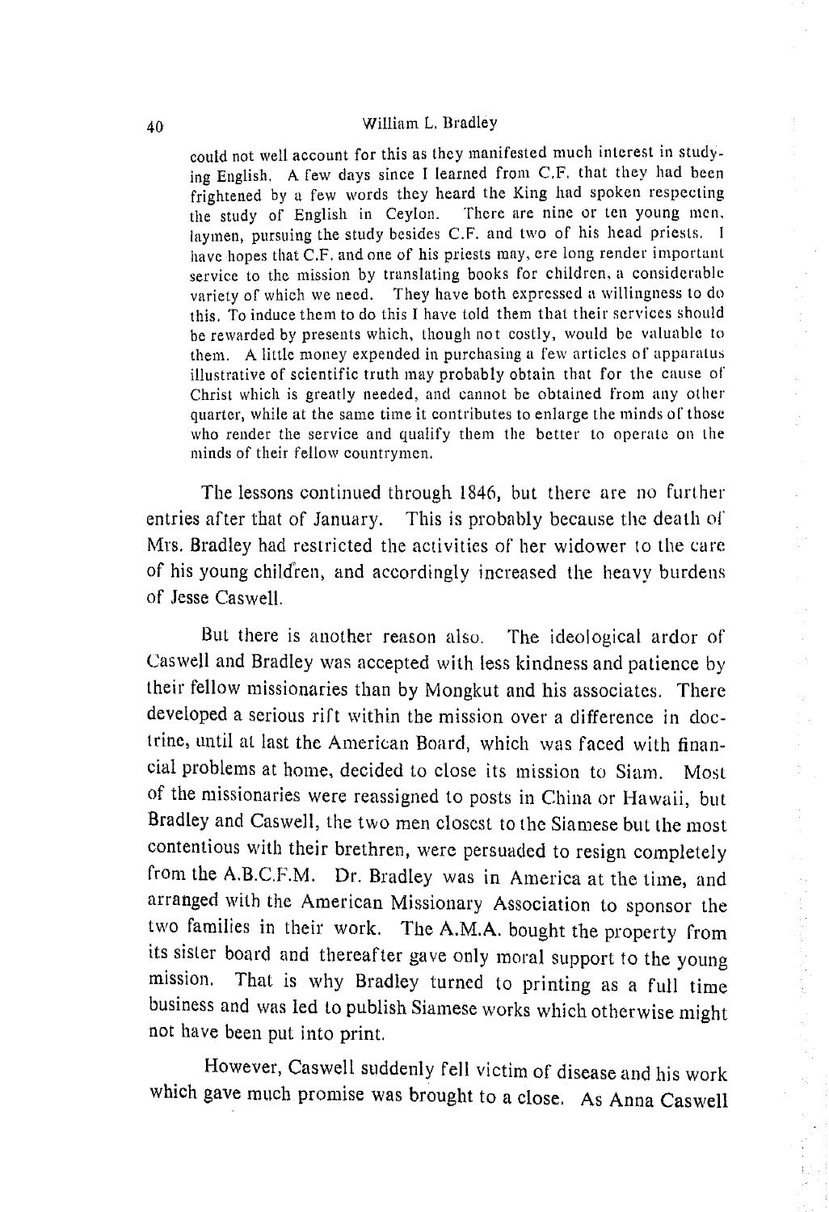> could not well account for this as they manifested much interest in studying English. A few days since I learned from C.F. that they had been frightened by a few words they heard the King had spoken respecting the study of English in Ceylon. There are nine or ten young men, laymen, pursuing the study besides C.F. and two of his head priests. I have hopes that C.F. and one of his priests may, ere long render important service to the mission by translating books for children, a considerable variety of which we need. They have both expressed a willingness to do this. To induce them to do this I have told them that their services should be rewarded by presents which, though not costly, would be valuable to them. A little money expended in purchasing a few articles of apparatus illustrative of scientific truth may probably obtain that for the cause of Christ which is greatly needed, and cannot be obtained from any other quarter, while at the same time it contributes to enlarge the minds of those who render the service and qualify them the better to operate on the minds of their fellow countrymen.

The lessons continued through 1846, but there are no further entries after that of January. This is probably because the death of Mrs. Bradley had restricted the activities of her widower to the care of his young children, and accordingly increased the heavy burdens of Jesse Caswell.

But there is another reason also. The ideological ardor of Caswell and Bradley was accepted with less kindness and patience by their fellow missionaries than by Mongkut and his associates. There developed a serious rift within the mission over a difference in doctrine, until at last the American Board, which was faced with financial problems at home, decided to close its mission to Siam. Most of the missionaries were reassigned to posts in China or Hawaii, but Bradley and Caswell, the two men closest to the Siamese but the most contentious with their brethren, were persuaded to resign completely from the A.B.C.F.M. Dr. Bradley was in America at the time, and arranged with the American Missionary Association to sponsor the two families in their work. The A.M.A. bought the property from its sister board and thereafter gave only moral support to the young mission. That is why Bradley turned to printing as a full time business and was led to publish Siamese works which otherwise might not have been put into print.

However, Caswell suddenly fell victim of disease and his work which gave much promise was brought to a close. As Anna Caswell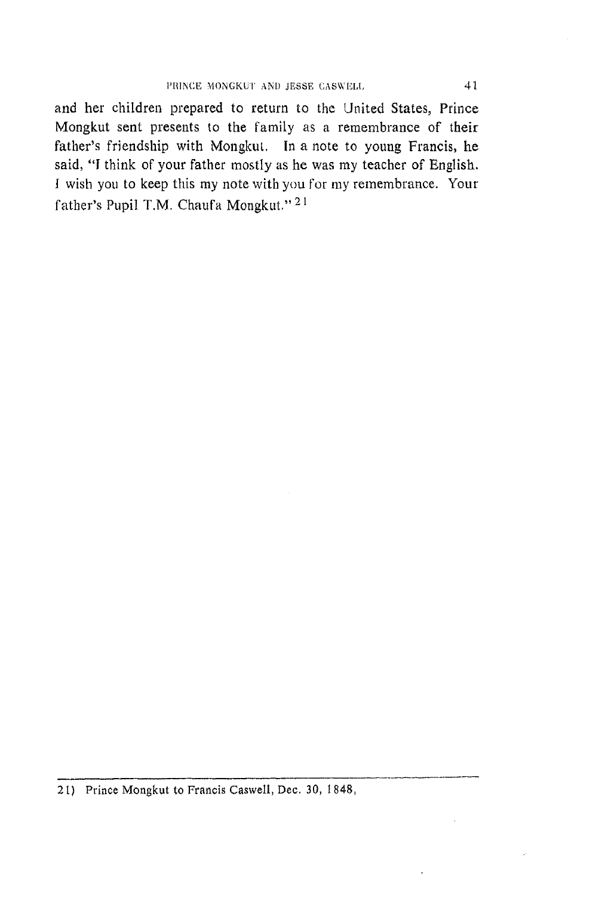and her children prepared to return to the United States, Prince Mongkut sent presents to the family as a remembrance of their father's friendship with Mongkut. In a note to young Francis, he said, "I think of your father mostly as he was my teacher of English. I wish you to keep this my note with you for my remembrance. Your father's Pupil T.M. Chaufa Mongkut."[21]

---

21) Prince Mongkut to Francis Caswell, Dec. 30, 1848.